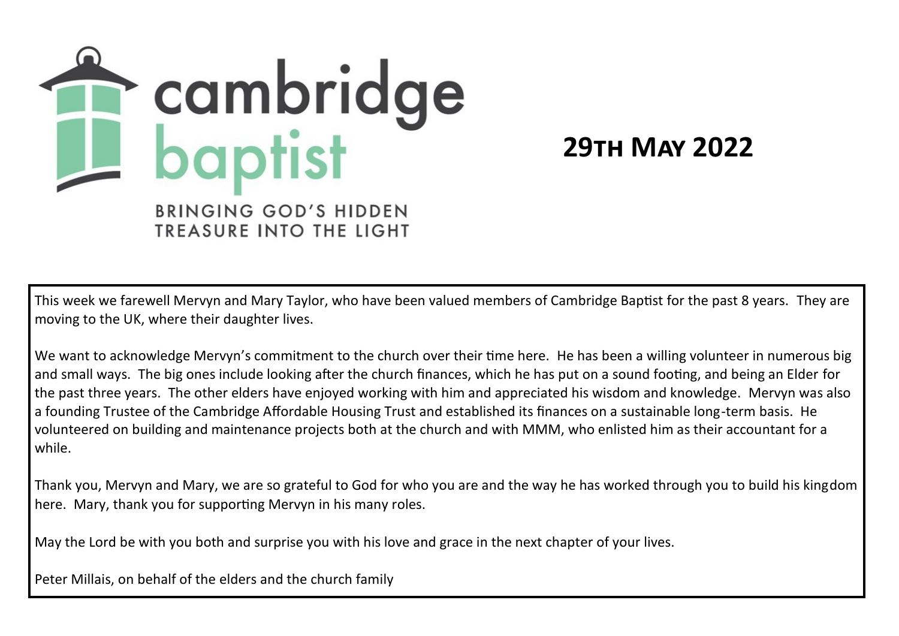cambridge baptist

BRINGING GOD'S HIDDEN TREASURE INTO THE LIGHT

# 29TH MAY 2022

This week we farewell Mervyn and Mary Taylor, who have been valued members of Cambridge Baptist for the past 8 years. They are moving to the UK, where their daughter lives.

We want to acknowledge Mervyn's commitment to the church over their time here. He has been a willing volunteer in numerous big and small ways. The big ones include looking after the church finances, which he has put on a sound footing, and being an Elder for the past three years. The other elders have enjoyed working with him and appreciated his wisdom and knowledge. Mervyn was also a founding Trustee of the Cambridge Affordable Housing Trust and established its finances on a sustainable long-term basis. He volunteered on building and maintenance projects both at the church and with MMM, who enlisted him as their accountant for a while.

Thank you, Mervyn and Mary, we are so grateful to God for who you are and the way he has worked through you to build his kingdom here. Mary, thank you for supporting Mervyn in his many roles.

May the Lord be with you both and surprise you with his love and grace in the next chapter of your lives.

Peter Millais, on behalf of the elders and the church family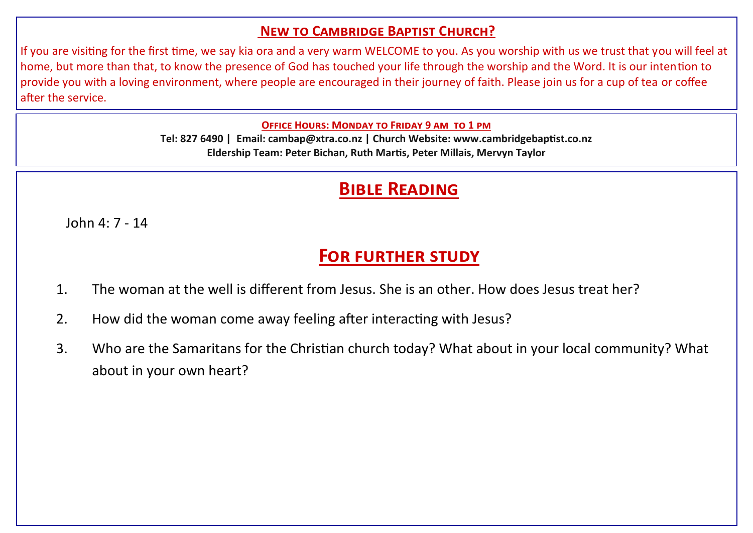## New to Cambridge Baptist Church?

If you are visiting for the first time, we say kia ora and a very warm WELCOME to you. As you worship with us we trust that you will feel at home, but more than that, to know the presence of God has touched your life through the worship and the Word. It is our intention to provide you with a loving environment, where people are encouraged in their journey of faith. Please join us for a cup of tea or coffee after the service.

**Office Hours: Monday to Friday 9 am to 1 pm**

**Tel: 827 6490 | Email: cambap@xtra.co.nz | Church Website: www.cambridgebaptist.co.nz**

**Eldership Team: Peter Bichan, Ruth Martis, Peter Millais, Mervyn Taylor**

# Bible Reading

John 4: 7 - 14

# For further study

1. The woman at the well is different from Jesus. She is an other. How does Jesus treat her?
2. How did the woman come away feeling after interacting with Jesus?
3. Who are the Samaritans for the Christian church today? What about in your local community? What about in your own heart?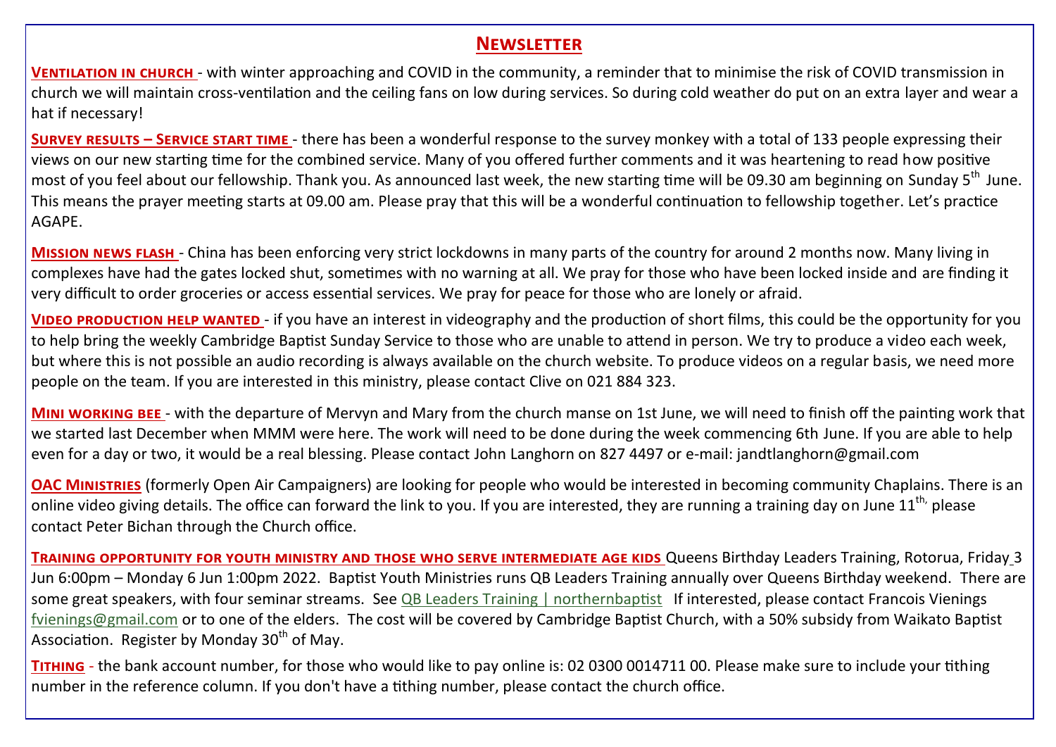# Newsletter

**Ventilation in church** - with winter approaching and COVID in the community, a reminder that to minimise the risk of COVID transmission in church we will maintain cross-ventilation and the ceiling fans on low during services. So during cold weather do put on an extra layer and wear a hat if necessary!

**Survey results – Service start time** - there has been a wonderful response to the survey monkey with a total of 133 people expressing their views on our new starting time for the combined service. Many of you offered further comments and it was heartening to read how positive most of you feel about our fellowship. Thank you. As announced last week, the new starting time will be 09.30 am beginning on Sunday 5th June. This means the prayer meeting starts at 09.00 am. Please pray that this will be a wonderful continuation to fellowship together. Let's practice AGAPE.

**Mission news flash** - China has been enforcing very strict lockdowns in many parts of the country for around 2 months now. Many living in complexes have had the gates locked shut, sometimes with no warning at all. We pray for those who have been locked inside and are finding it very difficult to order groceries or access essential services. We pray for peace for those who are lonely or afraid.

**Video production help wanted** - if you have an interest in videography and the production of short films, this could be the opportunity for you to help bring the weekly Cambridge Baptist Sunday Service to those who are unable to attend in person. We try to produce a video each week, but where this is not possible an audio recording is always available on the church website. To produce videos on a regular basis, we need more people on the team. If you are interested in this ministry, please contact Clive on 021 884 323.

**Mini working bee** - with the departure of Mervyn and Mary from the church manse on 1st June, we will need to finish off the painting work that we started last December when MMM were here. The work will need to be done during the week commencing 6th June. If you are able to help even for a day or two, it would be a real blessing. Please contact John Langhorn on 827 4497 or e-mail: jandtlanghorn@gmail.com

**OAC Ministries** (formerly Open Air Campaigners) are looking for people who would be interested in becoming community Chaplains. There is an online video giving details. The office can forward the link to you. If you are interested, they are running a training day on June 11th, please contact Peter Bichan through the Church office.

**Training opportunity for youth ministry and those who serve intermediate age kids** Queens Birthday Leaders Training, Rotorua, Friday 3 Jun 6:00pm – Monday 6 Jun 1:00pm 2022. Baptist Youth Ministries runs QB Leaders Training annually over Queens Birthday weekend. There are some great speakers, with four seminar streams. See QB Leaders Training | northernbaptist If interested, please contact Francois Vienings fvienings@gmail.com or to one of the elders. The cost will be covered by Cambridge Baptist Church, with a 50% subsidy from Waikato Baptist Association. Register by Monday 30th of May.

**Tithing** - the bank account number, for those who would like to pay online is: 02 0300 0014711 00. Please make sure to include your tithing number in the reference column. If you don't have a tithing number, please contact the church office.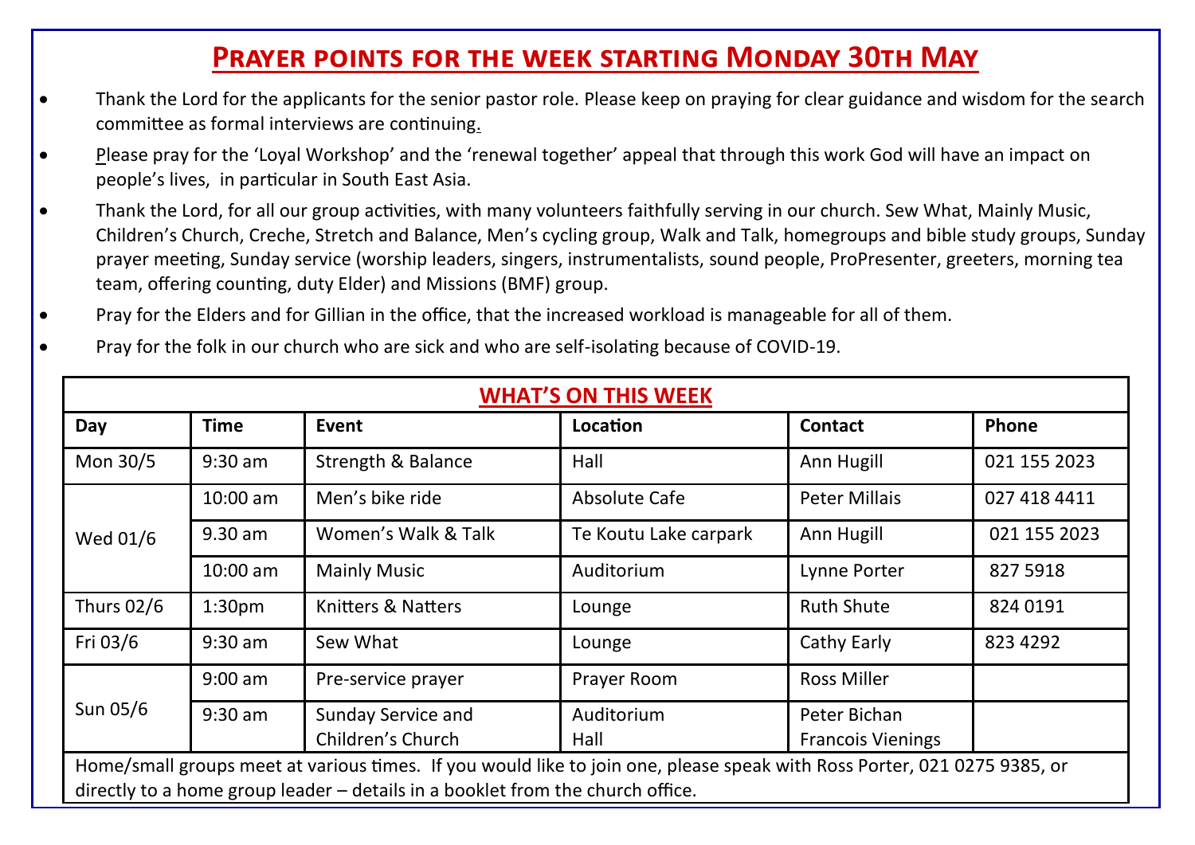## Prayer points for the week starting Monday 30th May

- Thank the Lord for the applicants for the senior pastor role. Please keep on praying for clear guidance and wisdom for the search committee as formal interviews are continuing.
- Please pray for the 'Loyal Workshop' and the 'renewal together' appeal that through this work God will have an impact on people's lives, in particular in South East Asia.
- Thank the Lord, for all our group activities, with many volunteers faithfully serving in our church. Sew What, Mainly Music, Children's Church, Creche, Stretch and Balance, Men's cycling group, Walk and Talk, homegroups and bible study groups, Sunday prayer meeting, Sunday service (worship leaders, singers, instrumentalists, sound people, ProPresenter, greeters, morning tea team, offering counting, duty Elder) and Missions (BMF) group.
- Pray for the Elders and for Gillian in the office, that the increased workload is manageable for all of them.
- Pray for the folk in our church who are sick and who are self-isolating because of COVID-19.

### WHAT'S ON THIS WEEK

| Day | Time | Event | Location | Contact | Phone |
|---|---|---|---|---|---|
| Mon 30/5 | 9:30 am | Strength & Balance | Hall | Ann Hugill | 021 155 2023 |
| Wed 01/6 | 10:00 am | Men's bike ride | Absolute Cafe | Peter Millais | 027 418 4411 |
| | 9.30 am | Women's Walk & Talk | Te Koutu Lake carpark | Ann Hugill | 021 155 2023 |
| | 10:00 am | Mainly Music | Auditorium | Lynne Porter | 827 5918 |
| Thurs 02/6 | 1:30pm | Knitters & Natters | Lounge | Ruth Shute | 824 0191 |
| Fri 03/6 | 9:30 am | Sew What | Lounge | Cathy Early | 823 4292 |
| Sun 05/6 | 9:00 am | Pre-service prayer | Prayer Room | Ross Miller | |
| | 9:30 am | Sunday Service and Children's Church | Auditorium Hall | Peter Bichan Francois Vienings | |

Home/small groups meet at various times. If you would like to join one, please speak with Ross Porter, 021 0275 9385, or directly to a home group leader – details in a booklet from the church office.